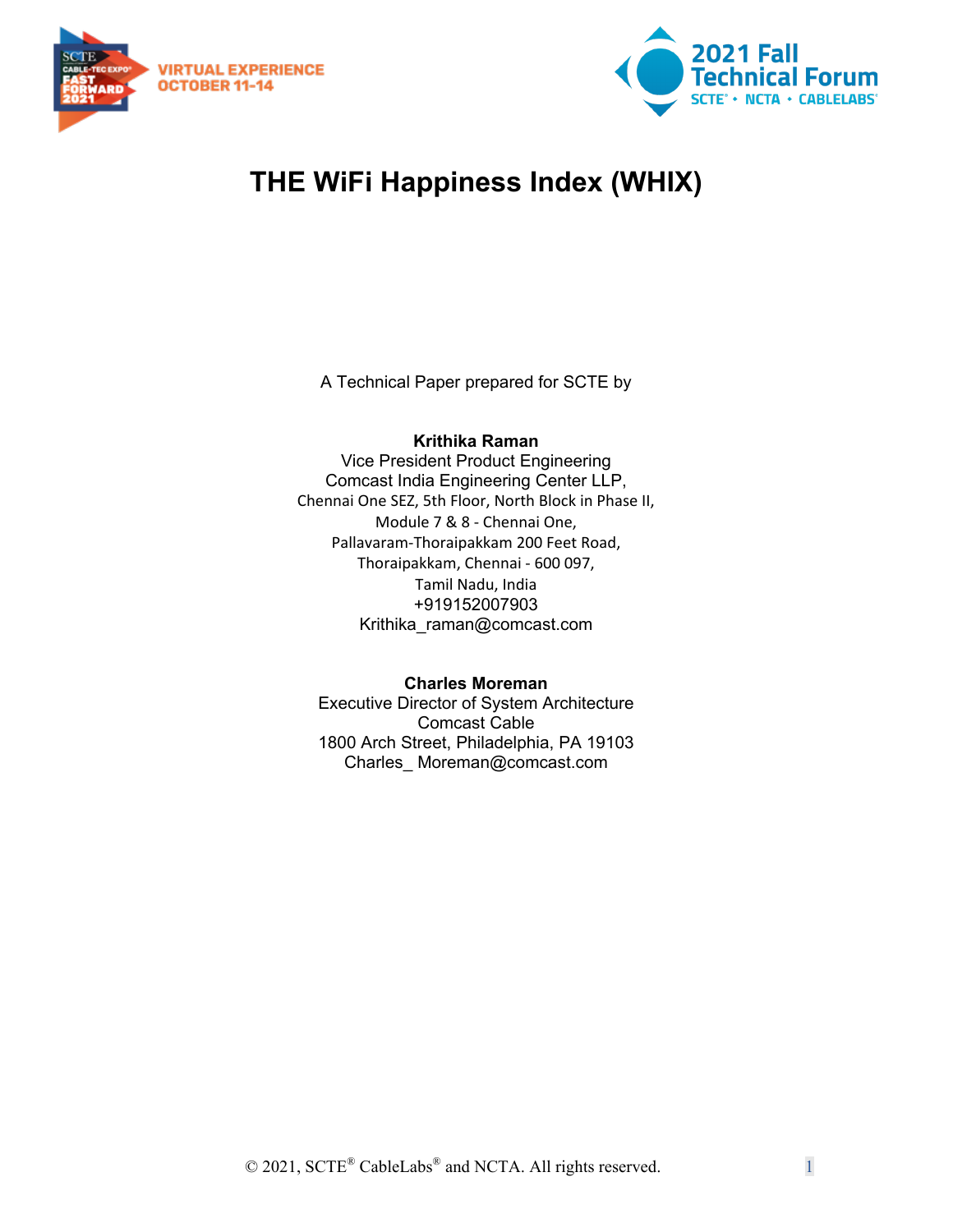# THE WiFi Happiness Index (WHIX)

A Technical Paper prepared for SCTE by

**Krithika Raman**
Vice President Product Engineering
Comcast India Engineering Center LLP,
Chennai One SEZ, 5th Floor, North Block in Phase II,
Module 7 & 8 - Chennai One,
Pallavaram-Thoraipakkam 200 Feet Road,
Thoraipakkam, Chennai - 600 097,
Tamil Nadu, India
+919152007903
Krithika_raman@comcast.com

**Charles Moreman**
Executive Director of System Architecture
Comcast Cable
1800 Arch Street, Philadelphia, PA 19103
Charles_ Moreman@comcast.com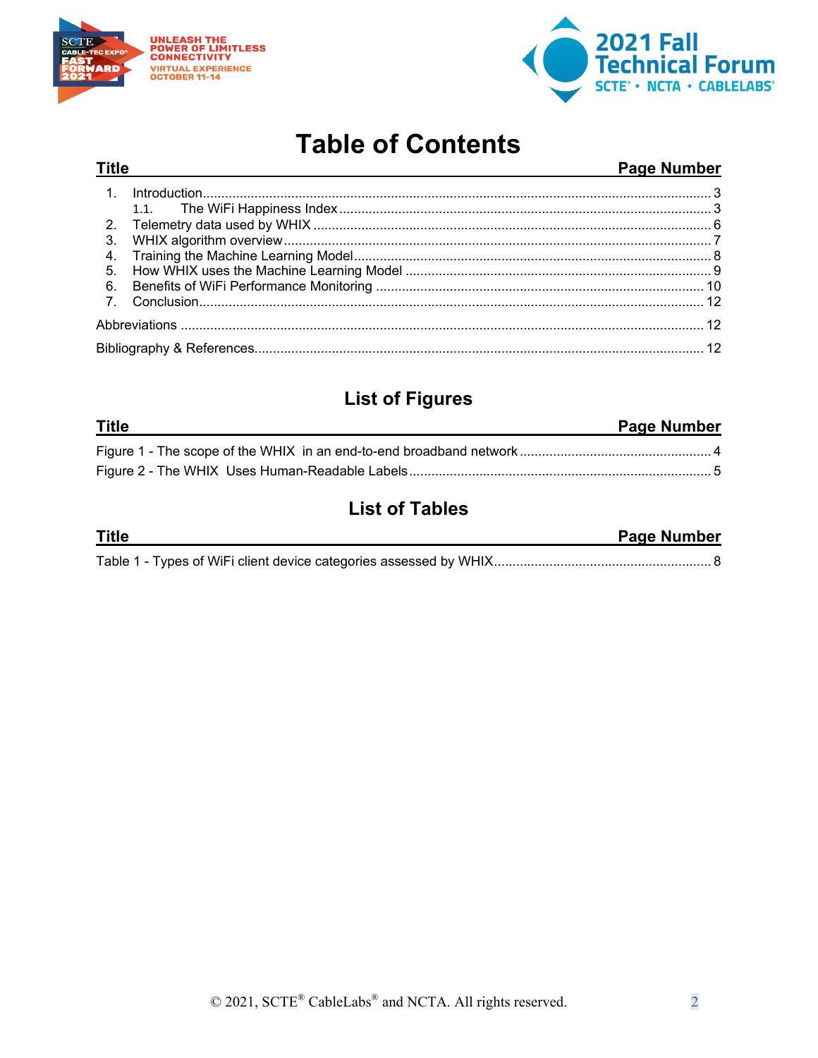# Table of Contents

| Title | Page Number |
|---|---|
| 1. Introduction | 3 |
| 1.1. The WiFi Happiness Index | 3 |
| 2. Telemetry data used by WHIX | 6 |
| 3. WHIX algorithm overview | 7 |
| 4. Training the Machine Learning Model | 8 |
| 5. How WHIX uses the Machine Learning Model | 9 |
| 6. Benefits of WiFi Performance Monitoring | 10 |
| 7. Conclusion | 12 |
| Abbreviations | 12 |
| Bibliography & References | 12 |

## List of Figures

| Title | Page Number |
|---|---|
| Figure 1 - The scope of the WHIX in an end-to-end broadband network | 4 |
| Figure 2 - The WHIX Uses Human-Readable Labels | 5 |

## List of Tables

| Title | Page Number |
|---|---|
| Table 1 - Types of WiFi client device categories assessed by WHIX | 8 |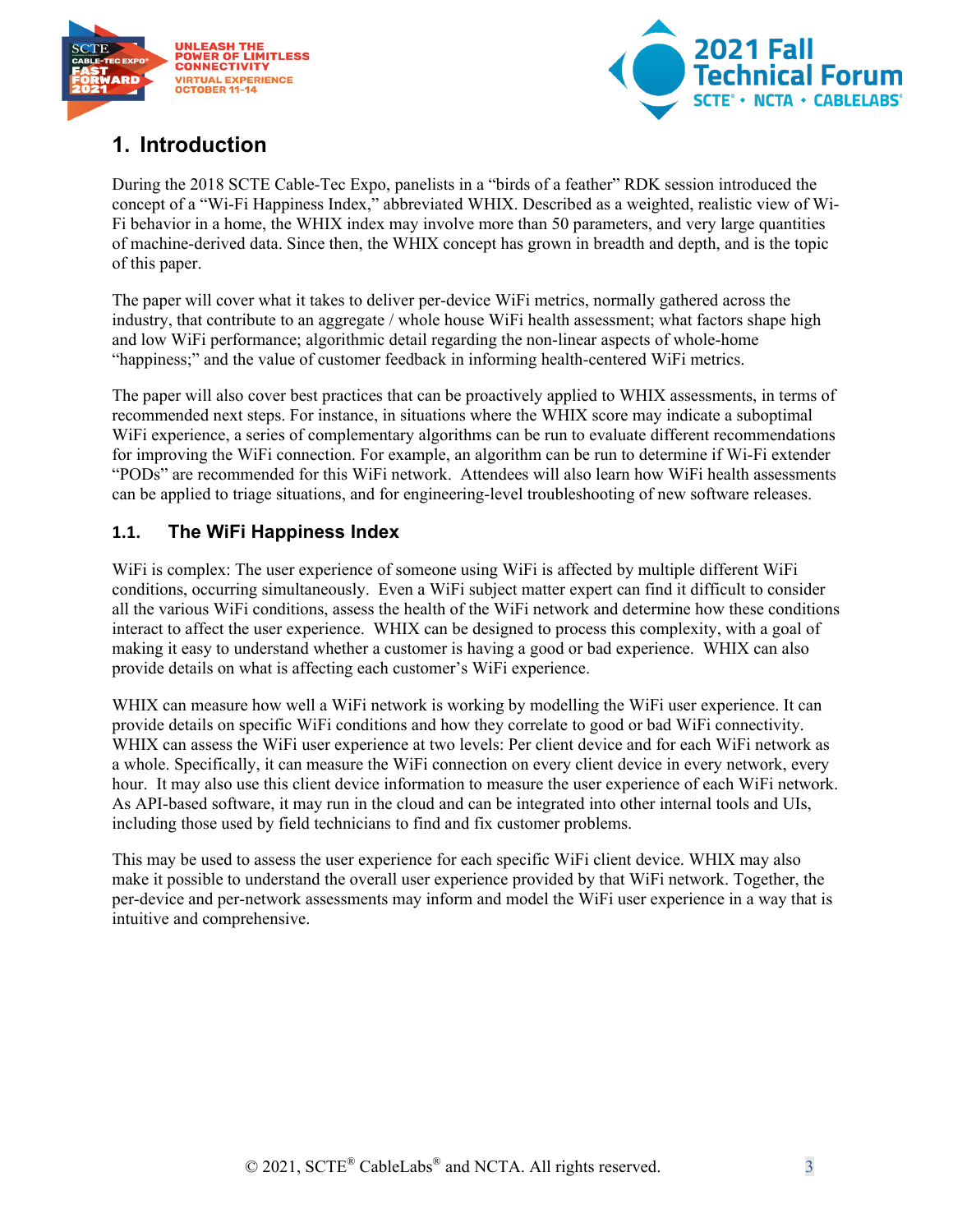# 1. Introduction

During the 2018 SCTE Cable-Tec Expo, panelists in a "birds of a feather" RDK session introduced the concept of a "Wi-Fi Happiness Index," abbreviated WHIX. Described as a weighted, realistic view of Wi-Fi behavior in a home, the WHIX index may involve more than 50 parameters, and very large quantities of machine-derived data. Since then, the WHIX concept has grown in breadth and depth, and is the topic of this paper.

The paper will cover what it takes to deliver per-device WiFi metrics, normally gathered across the industry, that contribute to an aggregate / whole house WiFi health assessment; what factors shape high and low WiFi performance; algorithmic detail regarding the non-linear aspects of whole-home "happiness;" and the value of customer feedback in informing health-centered WiFi metrics.

The paper will also cover best practices that can be proactively applied to WHIX assessments, in terms of recommended next steps. For instance, in situations where the WHIX score may indicate a suboptimal WiFi experience, a series of complementary algorithms can be run to evaluate different recommendations for improving the WiFi connection. For example, an algorithm can be run to determine if Wi-Fi extender "PODs" are recommended for this WiFi network. Attendees will also learn how WiFi health assessments can be applied to triage situations, and for engineering-level troubleshooting of new software releases.

## 1.1. The WiFi Happiness Index

WiFi is complex: The user experience of someone using WiFi is affected by multiple different WiFi conditions, occurring simultaneously. Even a WiFi subject matter expert can find it difficult to consider all the various WiFi conditions, assess the health of the WiFi network and determine how these conditions interact to affect the user experience. WHIX can be designed to process this complexity, with a goal of making it easy to understand whether a customer is having a good or bad experience. WHIX can also provide details on what is affecting each customer's WiFi experience.

WHIX can measure how well a WiFi network is working by modelling the WiFi user experience. It can provide details on specific WiFi conditions and how they correlate to good or bad WiFi connectivity. WHIX can assess the WiFi user experience at two levels: Per client device and for each WiFi network as a whole. Specifically, it can measure the WiFi connection on every client device in every network, every hour. It may also use this client device information to measure the user experience of each WiFi network. As API-based software, it may run in the cloud and can be integrated into other internal tools and UIs, including those used by field technicians to find and fix customer problems.

This may be used to assess the user experience for each specific WiFi client device. WHIX may also make it possible to understand the overall user experience provided by that WiFi network. Together, the per-device and per-network assessments may inform and model the WiFi user experience in a way that is intuitive and comprehensive.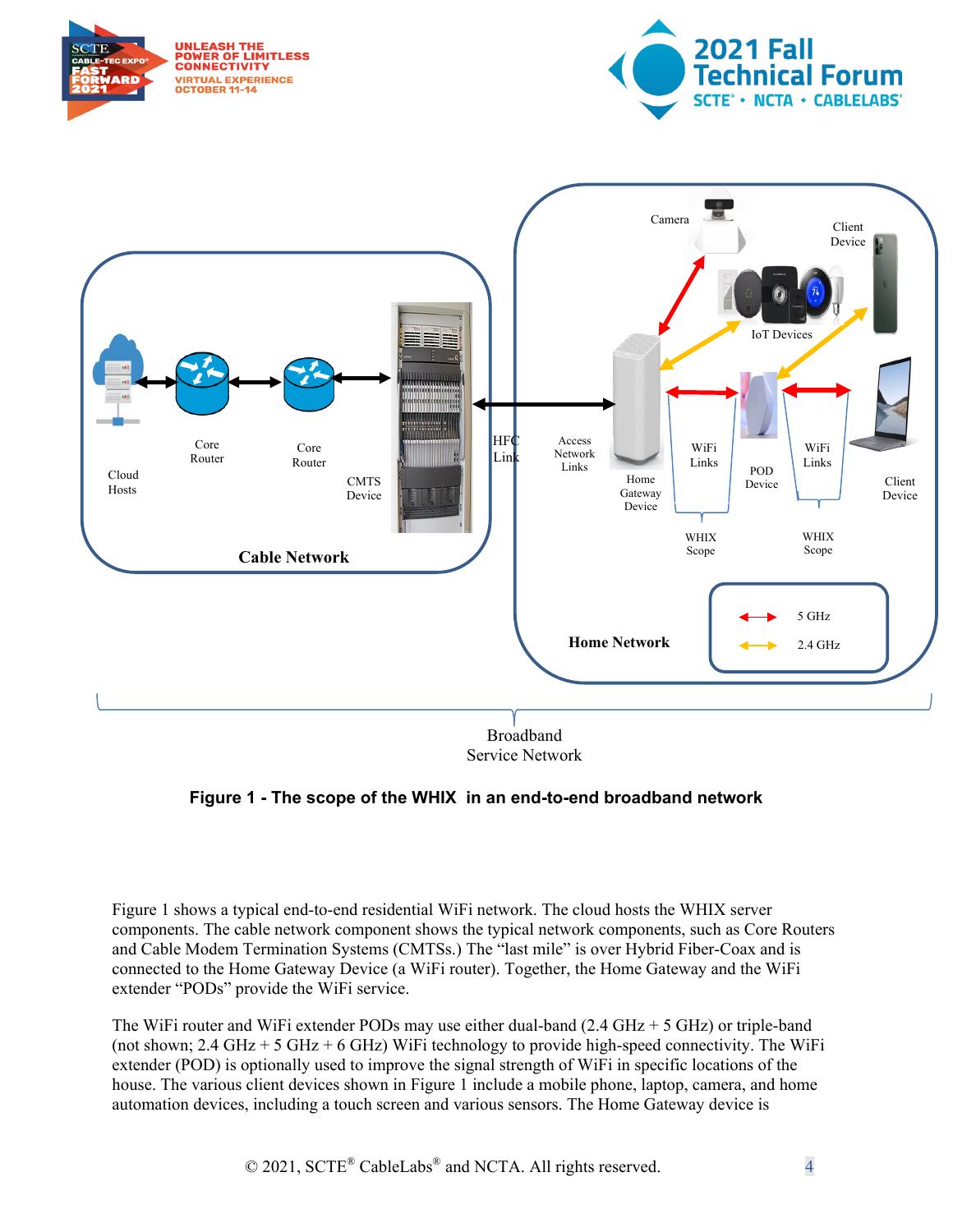**Figure 1 - The scope of the WHIX in an end-to-end broadband network**

Figure 1 shows a typical end-to-end residential WiFi network. The cloud hosts the WHIX server components. The cable network component shows the typical network components, such as Core Routers and Cable Modem Termination Systems (CMTSs.) The "last mile" is over Hybrid Fiber-Coax and is connected to the Home Gateway Device (a WiFi router). Together, the Home Gateway and the WiFi extender "PODs" provide the WiFi service.

The WiFi router and WiFi extender PODs may use either dual-band (2.4 GHz + 5 GHz) or triple-band (not shown; 2.4 GHz + 5 GHz + 6 GHz) WiFi technology to provide high-speed connectivity. The WiFi extender (POD) is optionally used to improve the signal strength of WiFi in specific locations of the house. The various client devices shown in Figure 1 include a mobile phone, laptop, camera, and home automation devices, including a touch screen and various sensors. The Home Gateway device is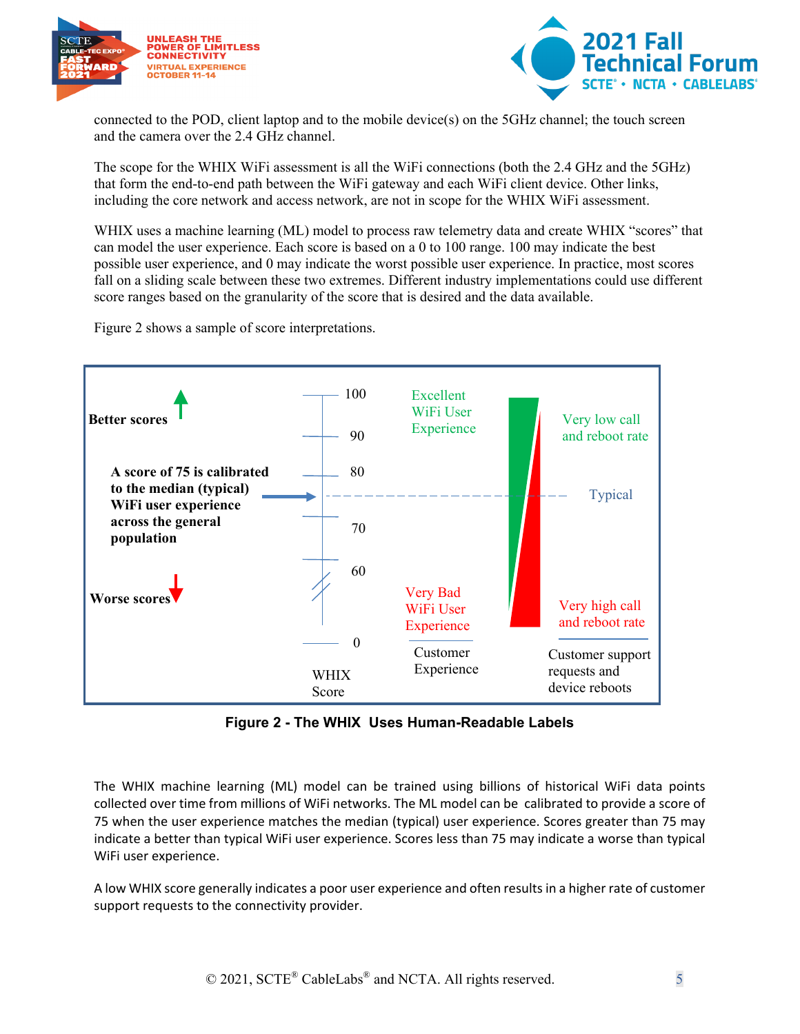connected to the POD, client laptop and to the mobile device(s) on the 5GHz channel; the touch screen and the camera over the 2.4 GHz channel.

The scope for the WHIX WiFi assessment is all the WiFi connections (both the 2.4 GHz and the 5GHz) that form the end-to-end path between the WiFi gateway and each WiFi client device. Other links, including the core network and access network, are not in scope for the WHIX WiFi assessment.

WHIX uses a machine learning (ML) model to process raw telemetry data and create WHIX "scores" that can model the user experience. Each score is based on a 0 to 100 range. 100 may indicate the best possible user experience, and 0 may indicate the worst possible user experience. In practice, most scores fall on a sliding scale between these two extremes. Different industry implementations could use different score ranges based on the granularity of the score that is desired and the data available.

Figure 2 shows a sample of score interpretations.

Better scores

A score of 75 is calibrated to the median (typical) WiFi user experience across the general population

Worse scores

WHIX Score: 100, 90, 80, 70, 60, 0

Customer Experience: Excellent WiFi User Experience; Very Bad WiFi User Experience

Customer support requests and device reboots: Very low call and reboot rate; Typical; Very high call and reboot rate

**Figure 2 - The WHIX Uses Human-Readable Labels**

The WHIX machine learning (ML) model can be trained using billions of historical WiFi data points collected over time from millions of WiFi networks. The ML model can be calibrated to provide a score of 75 when the user experience matches the median (typical) user experience. Scores greater than 75 may indicate a better than typical WiFi user experience. Scores less than 75 may indicate a worse than typical WiFi user experience.

A low WHIX score generally indicates a poor user experience and often results in a higher rate of customer support requests to the connectivity provider.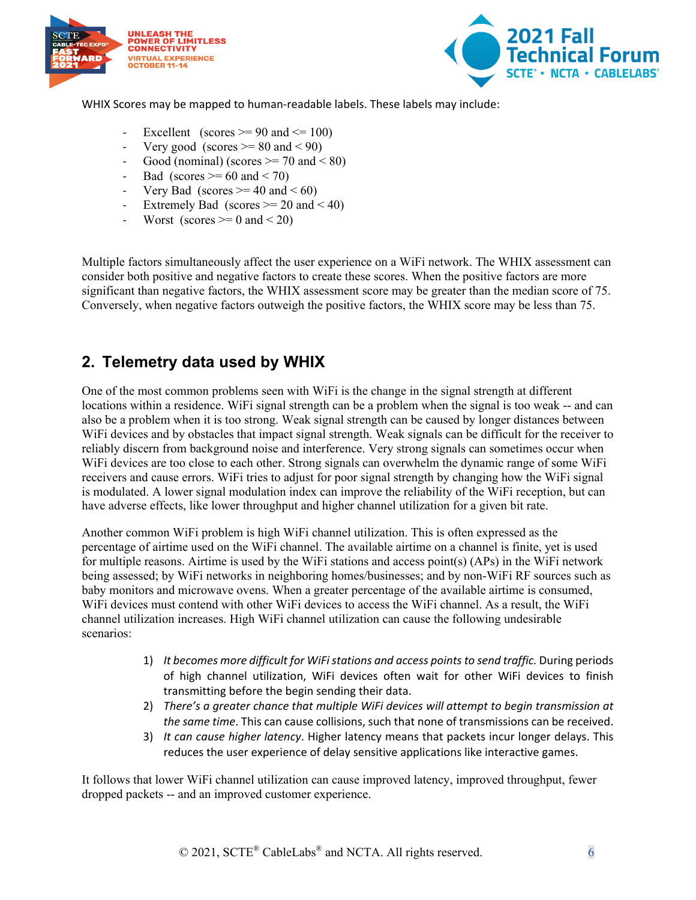WHIX Scores may be mapped to human-readable labels. These labels may include:

- Excellent (scores >= 90 and <= 100)
- Very good (scores >= 80 and < 90)
- Good (nominal) (scores >= 70 and < 80)
- Bad (scores >= 60 and < 70)
- Very Bad (scores >= 40 and < 60)
- Extremely Bad (scores >= 20 and < 40)
- Worst (scores >= 0 and < 20)

Multiple factors simultaneously affect the user experience on a WiFi network. The WHIX assessment can consider both positive and negative factors to create these scores. When the positive factors are more significant than negative factors, the WHIX assessment score may be greater than the median score of 75. Conversely, when negative factors outweigh the positive factors, the WHIX score may be less than 75.

## 2. Telemetry data used by WHIX

One of the most common problems seen with WiFi is the change in the signal strength at different locations within a residence. WiFi signal strength can be a problem when the signal is too weak -- and can also be a problem when it is too strong. Weak signal strength can be caused by longer distances between WiFi devices and by obstacles that impact signal strength. Weak signals can be difficult for the receiver to reliably discern from background noise and interference. Very strong signals can sometimes occur when WiFi devices are too close to each other. Strong signals can overwhelm the dynamic range of some WiFi receivers and cause errors. WiFi tries to adjust for poor signal strength by changing how the WiFi signal is modulated. A lower signal modulation index can improve the reliability of the WiFi reception, but can have adverse effects, like lower throughput and higher channel utilization for a given bit rate.

Another common WiFi problem is high WiFi channel utilization. This is often expressed as the percentage of airtime used on the WiFi channel. The available airtime on a channel is finite, yet is used for multiple reasons. Airtime is used by the WiFi stations and access point(s) (APs) in the WiFi network being assessed; by WiFi networks in neighboring homes/businesses; and by non-WiFi RF sources such as baby monitors and microwave ovens. When a greater percentage of the available airtime is consumed, WiFi devices must contend with other WiFi devices to access the WiFi channel. As a result, the WiFi channel utilization increases. High WiFi channel utilization can cause the following undesirable scenarios:

1) *It becomes more difficult for WiFi stations and access points to send traffic.* During periods of high channel utilization, WiFi devices often wait for other WiFi devices to finish transmitting before the begin sending their data.
2) *There's a greater chance that multiple WiFi devices will attempt to begin transmission at the same time*. This can cause collisions, such that none of transmissions can be received.
3) *It can cause higher latency*. Higher latency means that packets incur longer delays. This reduces the user experience of delay sensitive applications like interactive games.

It follows that lower WiFi channel utilization can cause improved latency, improved throughput, fewer dropped packets -- and an improved customer experience.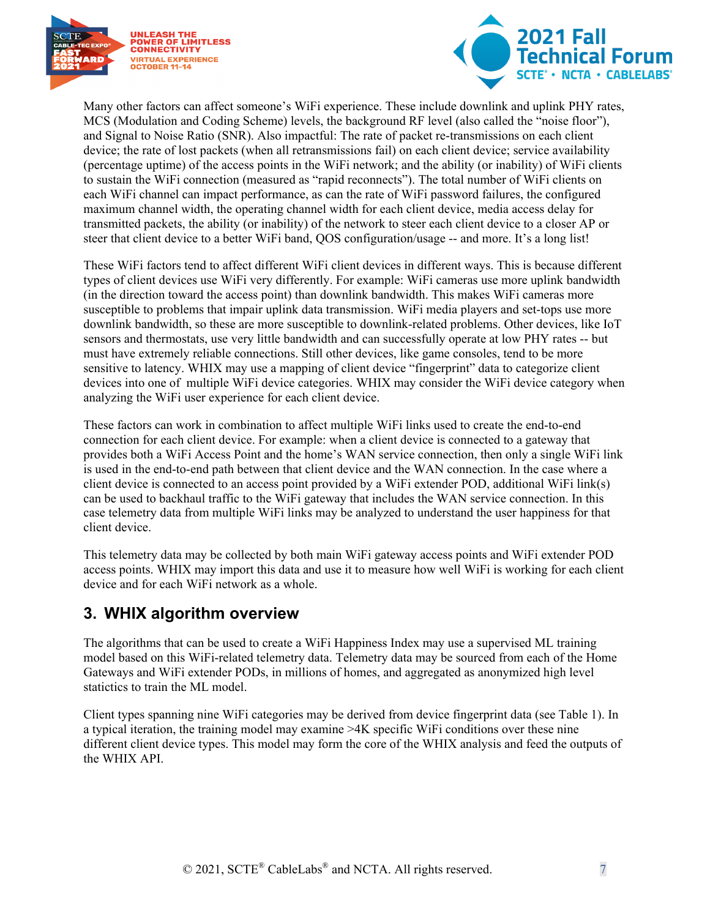Many other factors can affect someone's WiFi experience. These include downlink and uplink PHY rates, MCS (Modulation and Coding Scheme) levels, the background RF level (also called the "noise floor"), and Signal to Noise Ratio (SNR). Also impactful: The rate of packet re-transmissions on each client device; the rate of lost packets (when all retransmissions fail) on each client device; service availability (percentage uptime) of the access points in the WiFi network; and the ability (or inability) of WiFi clients to sustain the WiFi connection (measured as "rapid reconnects"). The total number of WiFi clients on each WiFi channel can impact performance, as can the rate of WiFi password failures, the configured maximum channel width, the operating channel width for each client device, media access delay for transmitted packets, the ability (or inability) of the network to steer each client device to a closer AP or steer that client device to a better WiFi band, QOS configuration/usage -- and more. It's a long list!

These WiFi factors tend to affect different WiFi client devices in different ways. This is because different types of client devices use WiFi very differently. For example: WiFi cameras use more uplink bandwidth (in the direction toward the access point) than downlink bandwidth. This makes WiFi cameras more susceptible to problems that impair uplink data transmission. WiFi media players and set-tops use more downlink bandwidth, so these are more susceptible to downlink-related problems. Other devices, like IoT sensors and thermostats, use very little bandwidth and can successfully operate at low PHY rates -- but must have extremely reliable connections. Still other devices, like game consoles, tend to be more sensitive to latency. WHIX may use a mapping of client device "fingerprint" data to categorize client devices into one of multiple WiFi device categories. WHIX may consider the WiFi device category when analyzing the WiFi user experience for each client device.

These factors can work in combination to affect multiple WiFi links used to create the end-to-end connection for each client device. For example: when a client device is connected to a gateway that provides both a WiFi Access Point and the home's WAN service connection, then only a single WiFi link is used in the end-to-end path between that client device and the WAN connection. In the case where a client device is connected to an access point provided by a WiFi extender POD, additional WiFi link(s) can be used to backhaul traffic to the WiFi gateway that includes the WAN service connection. In this case telemetry data from multiple WiFi links may be analyzed to understand the user happiness for that client device.

This telemetry data may be collected by both main WiFi gateway access points and WiFi extender POD access points. WHIX may import this data and use it to measure how well WiFi is working for each client device and for each WiFi network as a whole.

## 3. WHIX algorithm overview

The algorithms that can be used to create a WiFi Happiness Index may use a supervised ML training model based on this WiFi-related telemetry data. Telemetry data may be sourced from each of the Home Gateways and WiFi extender PODs, in millions of homes, and aggregated as anonymized high level statictics to train the ML model.

Client types spanning nine WiFi categories may be derived from device fingerprint data (see Table 1). In a typical iteration, the training model may examine >4K specific WiFi conditions over these nine different client device types. This model may form the core of the WHIX analysis and feed the outputs of the WHIX API.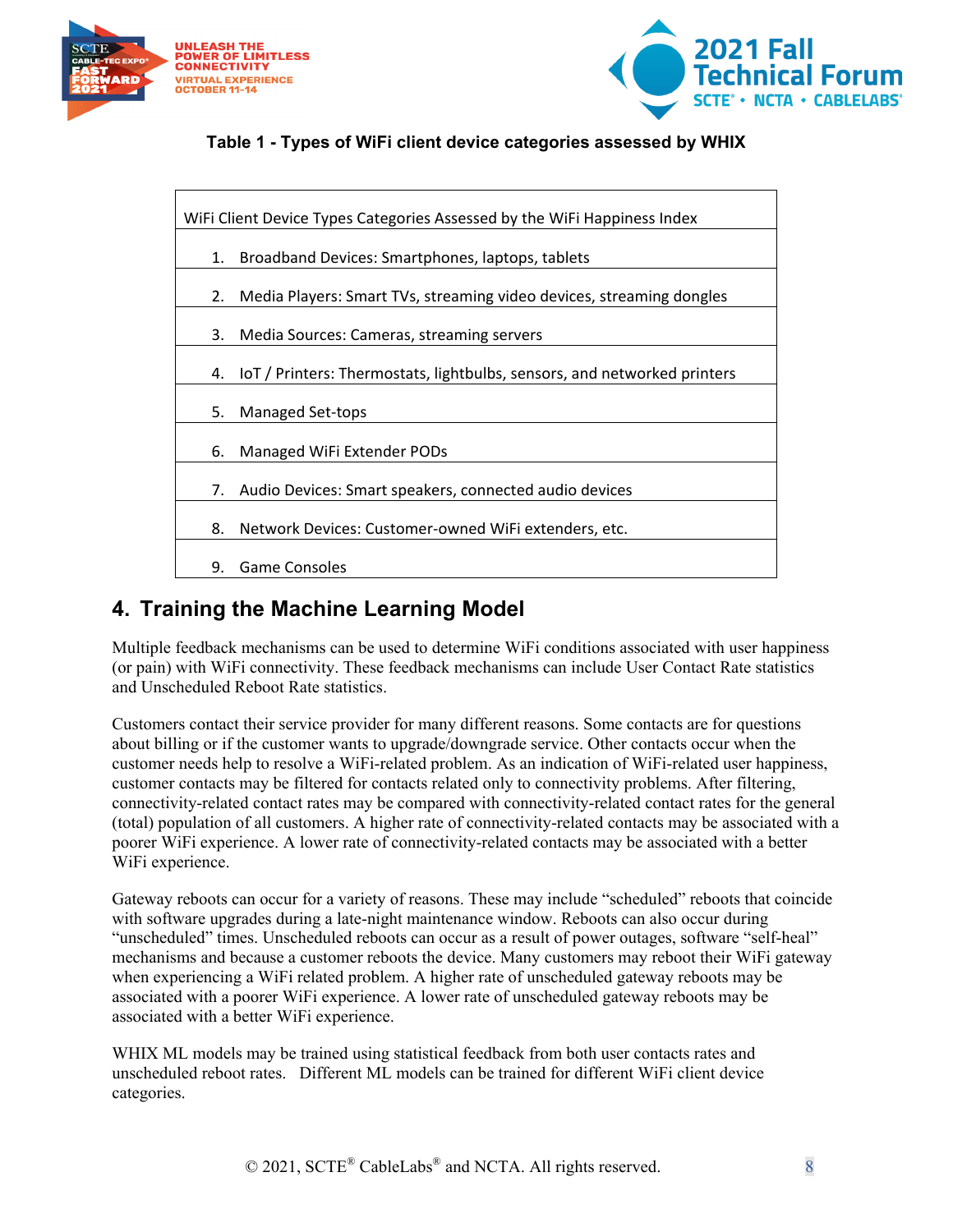**Table 1 - Types of WiFi client device categories assessed by WHIX**

| WiFi Client Device Types Categories Assessed by the WiFi Happiness Index |
|---|
| 1. Broadband Devices: Smartphones, laptops, tablets |
| 2. Media Players: Smart TVs, streaming video devices, streaming dongles |
| 3. Media Sources: Cameras, streaming servers |
| 4. IoT / Printers: Thermostats, lightbulbs, sensors, and networked printers |
| 5. Managed Set-tops |
| 6. Managed WiFi Extender PODs |
| 7. Audio Devices: Smart speakers, connected audio devices |
| 8. Network Devices: Customer-owned WiFi extenders, etc. |
| 9. Game Consoles |

## 4. Training the Machine Learning Model

Multiple feedback mechanisms can be used to determine WiFi conditions associated with user happiness (or pain) with WiFi connectivity. These feedback mechanisms can include User Contact Rate statistics and Unscheduled Reboot Rate statistics.

Customers contact their service provider for many different reasons. Some contacts are for questions about billing or if the customer wants to upgrade/downgrade service. Other contacts occur when the customer needs help to resolve a WiFi-related problem. As an indication of WiFi-related user happiness, customer contacts may be filtered for contacts related only to connectivity problems. After filtering, connectivity-related contact rates may be compared with connectivity-related contact rates for the general (total) population of all customers. A higher rate of connectivity-related contacts may be associated with a poorer WiFi experience. A lower rate of connectivity-related contacts may be associated with a better WiFi experience.

Gateway reboots can occur for a variety of reasons. These may include "scheduled" reboots that coincide with software upgrades during a late-night maintenance window. Reboots can also occur during "unscheduled" times. Unscheduled reboots can occur as a result of power outages, software "self-heal" mechanisms and because a customer reboots the device. Many customers may reboot their WiFi gateway when experiencing a WiFi related problem. A higher rate of unscheduled gateway reboots may be associated with a poorer WiFi experience. A lower rate of unscheduled gateway reboots may be associated with a better WiFi experience.

WHIX ML models may be trained using statistical feedback from both user contacts rates and unscheduled reboot rates. Different ML models can be trained for different WiFi client device categories.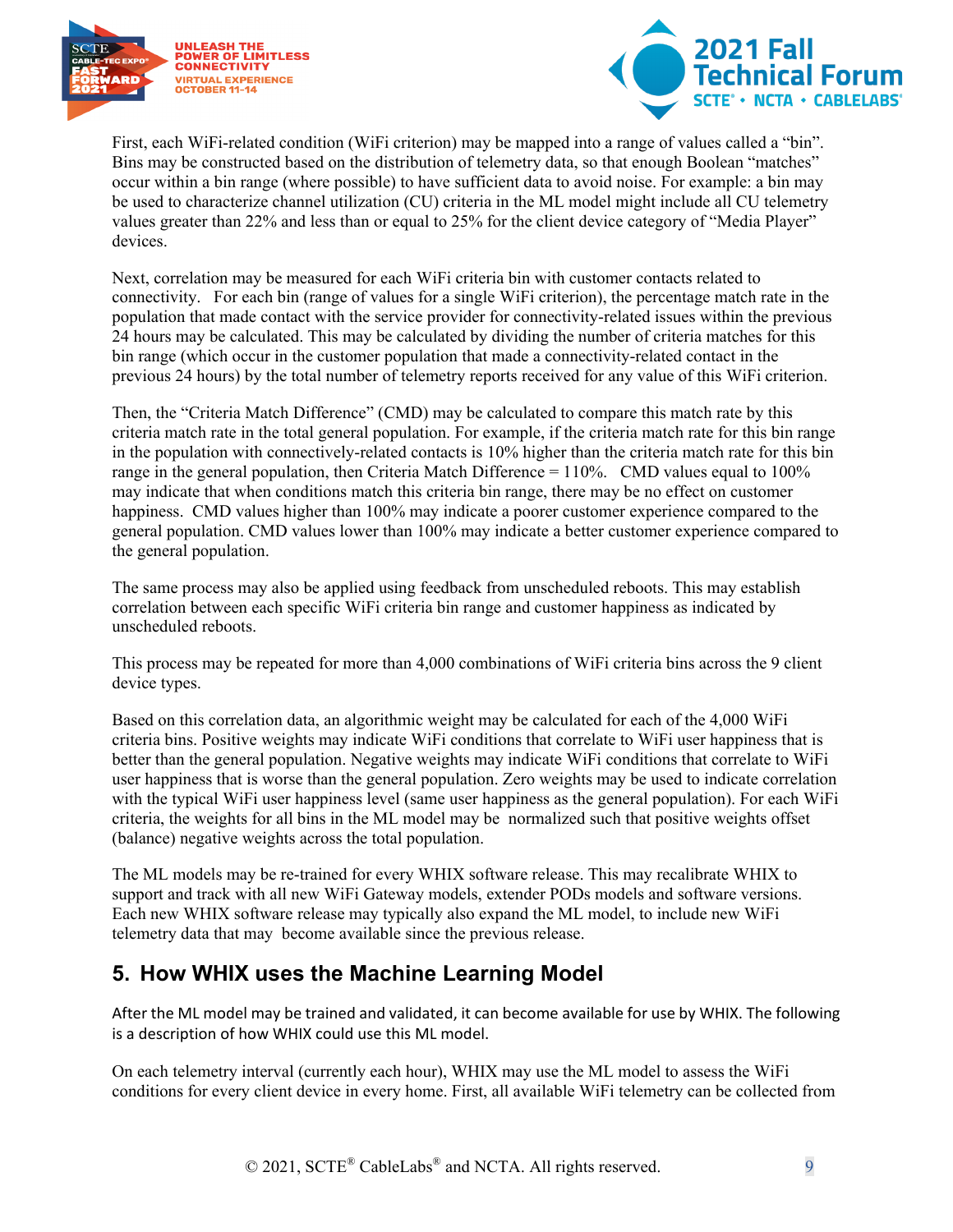First, each WiFi-related condition (WiFi criterion) may be mapped into a range of values called a "bin". Bins may be constructed based on the distribution of telemetry data, so that enough Boolean "matches" occur within a bin range (where possible) to have sufficient data to avoid noise. For example: a bin may be used to characterize channel utilization (CU) criteria in the ML model might include all CU telemetry values greater than 22% and less than or equal to 25% for the client device category of "Media Player" devices.

Next, correlation may be measured for each WiFi criteria bin with customer contacts related to connectivity. For each bin (range of values for a single WiFi criterion), the percentage match rate in the population that made contact with the service provider for connectivity-related issues within the previous 24 hours may be calculated. This may be calculated by dividing the number of criteria matches for this bin range (which occur in the customer population that made a connectivity-related contact in the previous 24 hours) by the total number of telemetry reports received for any value of this WiFi criterion.

Then, the "Criteria Match Difference" (CMD) may be calculated to compare this match rate by this criteria match rate in the total general population. For example, if the criteria match rate for this bin range in the population with connectively-related contacts is 10% higher than the criteria match rate for this bin range in the general population, then Criteria Match Difference = 110%. CMD values equal to 100% may indicate that when conditions match this criteria bin range, there may be no effect on customer happiness. CMD values higher than 100% may indicate a poorer customer experience compared to the general population. CMD values lower than 100% may indicate a better customer experience compared to the general population.

The same process may also be applied using feedback from unscheduled reboots. This may establish correlation between each specific WiFi criteria bin range and customer happiness as indicated by unscheduled reboots.

This process may be repeated for more than 4,000 combinations of WiFi criteria bins across the 9 client device types.

Based on this correlation data, an algorithmic weight may be calculated for each of the 4,000 WiFi criteria bins. Positive weights may indicate WiFi conditions that correlate to WiFi user happiness that is better than the general population. Negative weights may indicate WiFi conditions that correlate to WiFi user happiness that is worse than the general population. Zero weights may be used to indicate correlation with the typical WiFi user happiness level (same user happiness as the general population). For each WiFi criteria, the weights for all bins in the ML model may be normalized such that positive weights offset (balance) negative weights across the total population.

The ML models may be re-trained for every WHIX software release. This may recalibrate WHIX to support and track with all new WiFi Gateway models, extender PODs models and software versions. Each new WHIX software release may typically also expand the ML model, to include new WiFi telemetry data that may become available since the previous release.

## 5. How WHIX uses the Machine Learning Model

After the ML model may be trained and validated, it can become available for use by WHIX. The following is a description of how WHIX could use this ML model.

On each telemetry interval (currently each hour), WHIX may use the ML model to assess the WiFi conditions for every client device in every home. First, all available WiFi telemetry can be collected from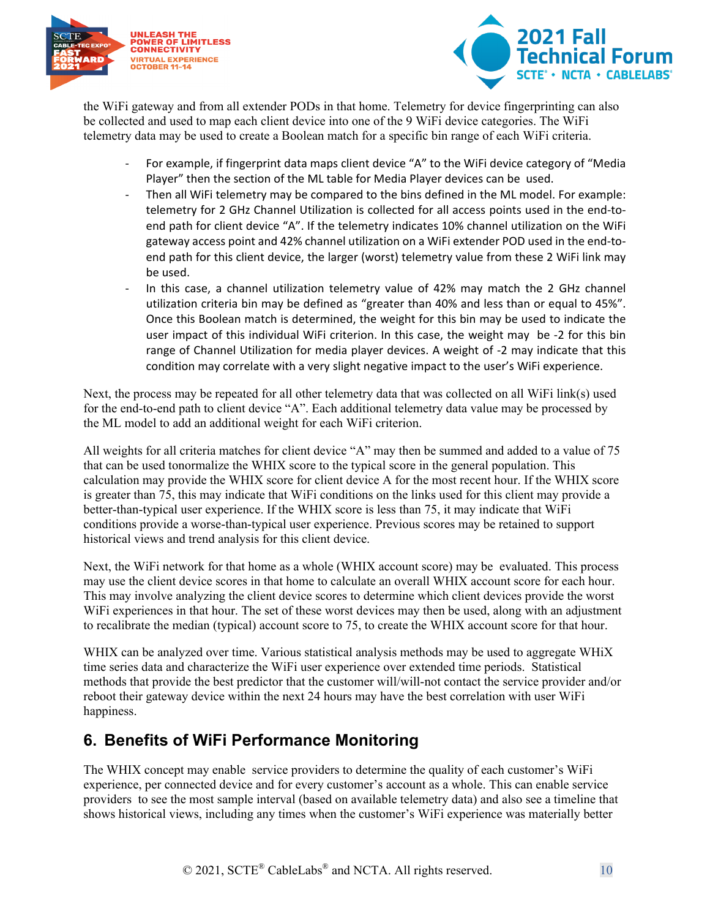the WiFi gateway and from all extender PODs in that home. Telemetry for device fingerprinting can also be collected and used to map each client device into one of the 9 WiFi device categories. The WiFi telemetry data may be used to create a Boolean match for a specific bin range of each WiFi criteria.

- For example, if fingerprint data maps client device "A" to the WiFi device category of "Media Player" then the section of the ML table for Media Player devices can be used.
- Then all WiFi telemetry may be compared to the bins defined in the ML model. For example: telemetry for 2 GHz Channel Utilization is collected for all access points used in the end-to-end path for client device "A". If the telemetry indicates 10% channel utilization on the WiFi gateway access point and 42% channel utilization on a WiFi extender POD used in the end-to-end path for this client device, the larger (worst) telemetry value from these 2 WiFi link may be used.
- In this case, a channel utilization telemetry value of 42% may match the 2 GHz channel utilization criteria bin may be defined as "greater than 40% and less than or equal to 45%". Once this Boolean match is determined, the weight for this bin may be used to indicate the user impact of this individual WiFi criterion. In this case, the weight may be -2 for this bin range of Channel Utilization for media player devices. A weight of -2 may indicate that this condition may correlate with a very slight negative impact to the user's WiFi experience.

Next, the process may be repeated for all other telemetry data that was collected on all WiFi link(s) used for the end-to-end path to client device "A". Each additional telemetry data value may be processed by the ML model to add an additional weight for each WiFi criterion.

All weights for all criteria matches for client device "A" may then be summed and added to a value of 75 that can be used tonormalize the WHIX score to the typical score in the general population. This calculation may provide the WHIX score for client device A for the most recent hour. If the WHIX score is greater than 75, this may indicate that WiFi conditions on the links used for this client may provide a better-than-typical user experience. If the WHIX score is less than 75, it may indicate that WiFi conditions provide a worse-than-typical user experience. Previous scores may be retained to support historical views and trend analysis for this client device.

Next, the WiFi network for that home as a whole (WHIX account score) may be evaluated. This process may use the client device scores in that home to calculate an overall WHIX account score for each hour. This may involve analyzing the client device scores to determine which client devices provide the worst WiFi experiences in that hour. The set of these worst devices may then be used, along with an adjustment to recalibrate the median (typical) account score to 75, to create the WHIX account score for that hour.

WHIX can be analyzed over time. Various statistical analysis methods may be used to aggregate WHiX time series data and characterize the WiFi user experience over extended time periods. Statistical methods that provide the best predictor that the customer will/will-not contact the service provider and/or reboot their gateway device within the next 24 hours may have the best correlation with user WiFi happiness.

## 6. Benefits of WiFi Performance Monitoring

The WHIX concept may enable service providers to determine the quality of each customer's WiFi experience, per connected device and for every customer's account as a whole. This can enable service providers to see the most sample interval (based on available telemetry data) and also see a timeline that shows historical views, including any times when the customer's WiFi experience was materially better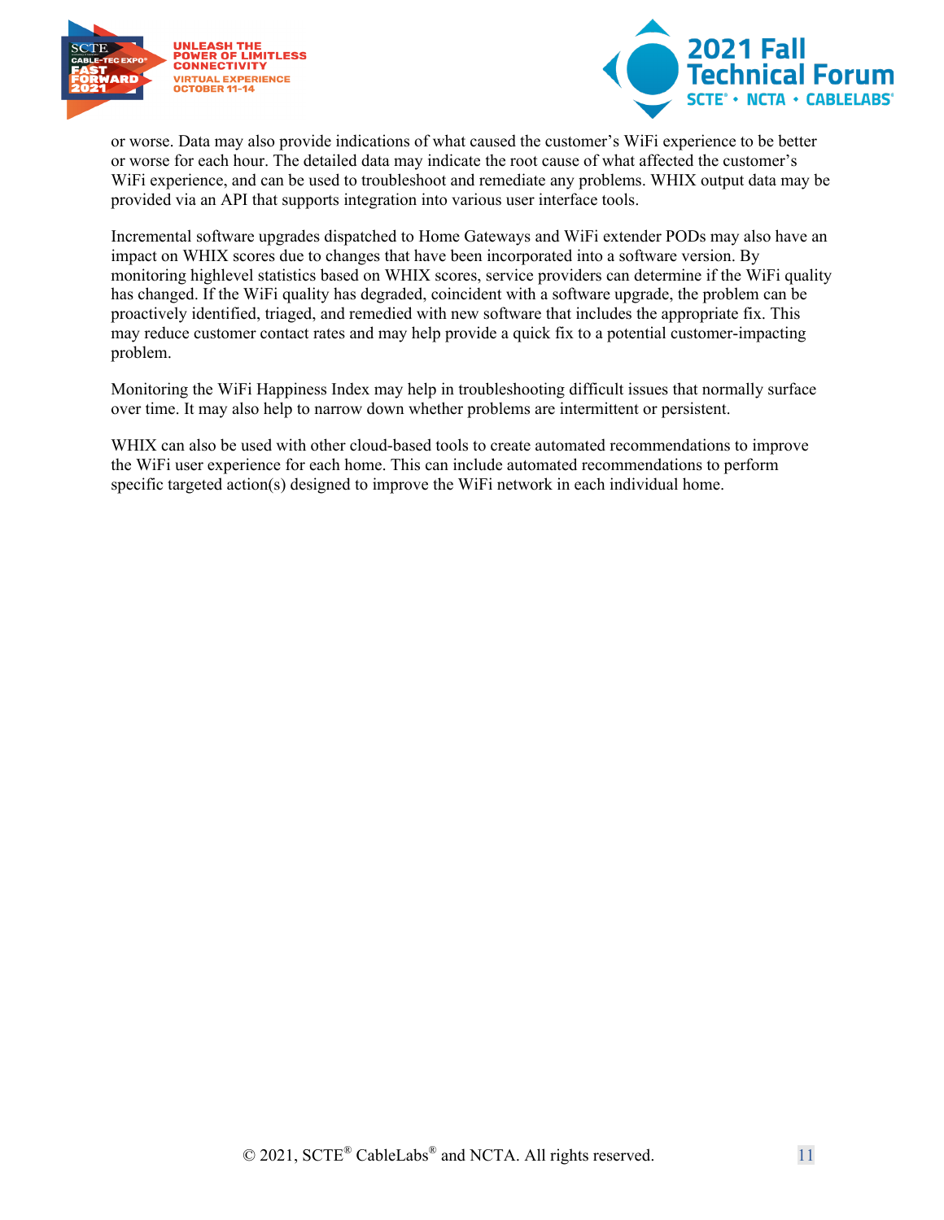or worse. Data may also provide indications of what caused the customer's WiFi experience to be better or worse for each hour. The detailed data may indicate the root cause of what affected the customer's WiFi experience, and can be used to troubleshoot and remediate any problems. WHIX output data may be provided via an API that supports integration into various user interface tools.

Incremental software upgrades dispatched to Home Gateways and WiFi extender PODs may also have an impact on WHIX scores due to changes that have been incorporated into a software version. By monitoring highlevel statistics based on WHIX scores, service providers can determine if the WiFi quality has changed. If the WiFi quality has degraded, coincident with a software upgrade, the problem can be proactively identified, triaged, and remedied with new software that includes the appropriate fix. This may reduce customer contact rates and may help provide a quick fix to a potential customer-impacting problem.

Monitoring the WiFi Happiness Index may help in troubleshooting difficult issues that normally surface over time. It may also help to narrow down whether problems are intermittent or persistent.

WHIX can also be used with other cloud-based tools to create automated recommendations to improve the WiFi user experience for each home. This can include automated recommendations to perform specific targeted action(s) designed to improve the WiFi network in each individual home.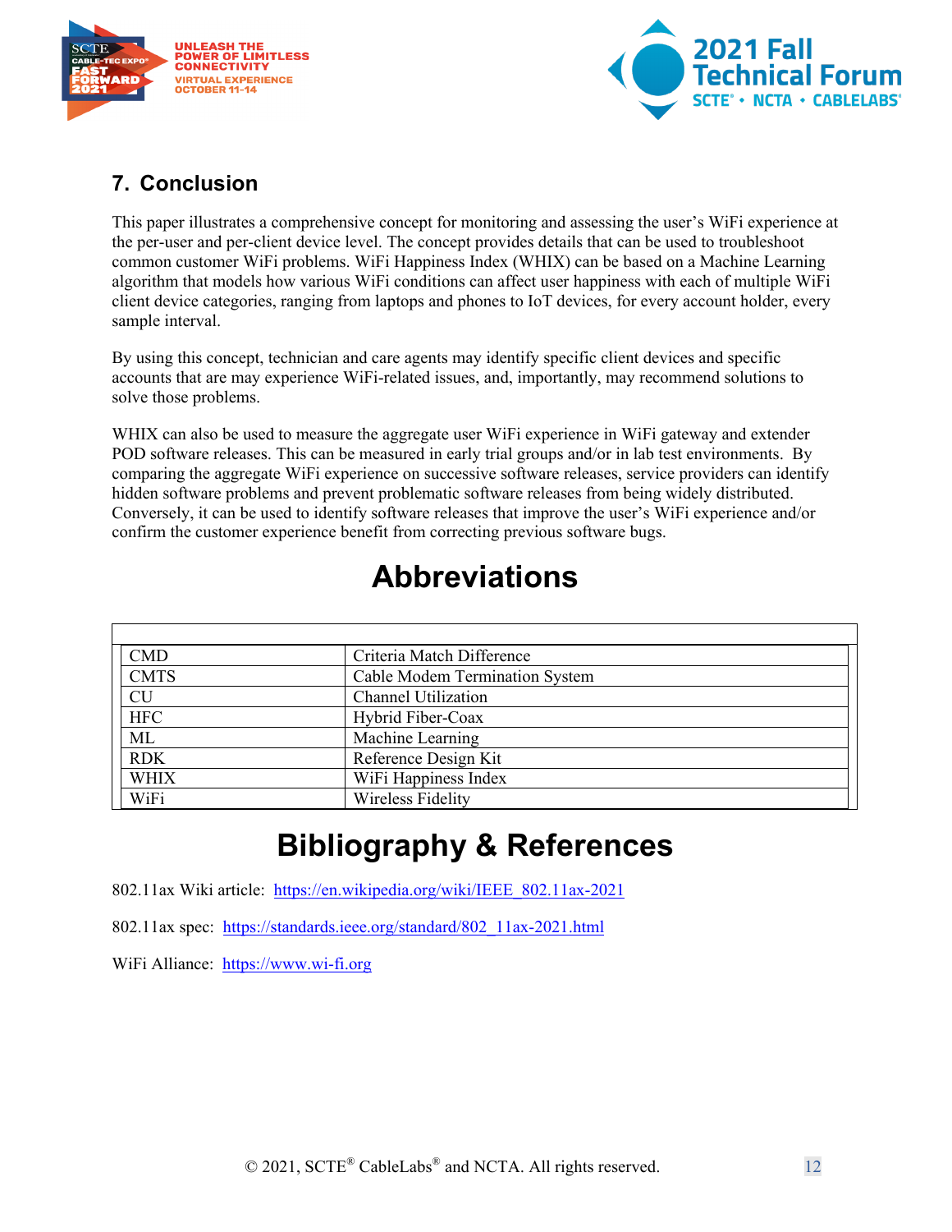## 7. Conclusion

This paper illustrates a comprehensive concept for monitoring and assessing the user's WiFi experience at the per-user and per-client device level. The concept provides details that can be used to troubleshoot common customer WiFi problems. WiFi Happiness Index (WHIX) can be based on a Machine Learning algorithm that models how various WiFi conditions can affect user happiness with each of multiple WiFi client device categories, ranging from laptops and phones to IoT devices, for every account holder, every sample interval.

By using this concept, technician and care agents may identify specific client devices and specific accounts that are may experience WiFi-related issues, and, importantly, may recommend solutions to solve those problems.

WHIX can also be used to measure the aggregate user WiFi experience in WiFi gateway and extender POD software releases. This can be measured in early trial groups and/or in lab test environments. By comparing the aggregate WiFi experience on successive software releases, service providers can identify hidden software problems and prevent problematic software releases from being widely distributed. Conversely, it can be used to identify software releases that improve the user's WiFi experience and/or confirm the customer experience benefit from correcting previous software bugs.

# Abbreviations

| | |
|---|---|
| CMD | Criteria Match Difference |
| CMTS | Cable Modem Termination System |
| CU | Channel Utilization |
| HFC | Hybrid Fiber-Coax |
| ML | Machine Learning |
| RDK | Reference Design Kit |
| WHIX | WiFi Happiness Index |
| WiFi | Wireless Fidelity |

# Bibliography & References

802.11ax Wiki article: https://en.wikipedia.org/wiki/IEEE_802.11ax-2021

802.11ax spec: https://standards.ieee.org/standard/802_11ax-2021.html

WiFi Alliance: https://www.wi-fi.org